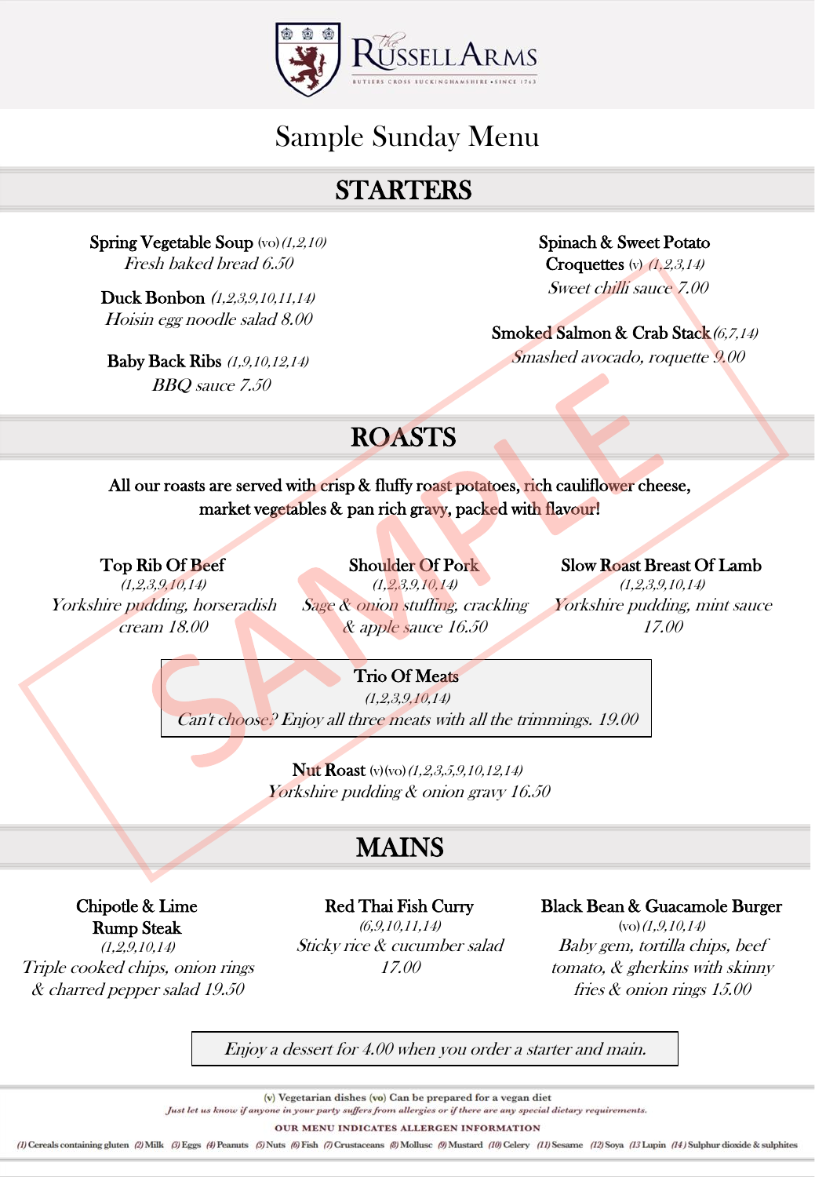# The Russell Arms

BUTLERS CROSS BUCKINGHAMSHIRE • SINCE 1763

## Sample Sunday Menu

## STARTERS

**Spring Vegetable Soup** (vo) *(1,2,10)*
*Fresh baked bread 6.50*

**Duck Bonbon** *(1,2,3,9,10,11,14)*
*Hoisin egg noodle salad 8.00*

**Baby Back Ribs** *(1,9,10,12,14)*
*BBQ sauce 7.50*

**Spinach & Sweet Potato Croquettes** (v) *(1,2,3,14)*
*Sweet chilli sauce 7.00*

**Smoked Salmon & Crab Stack** *(6,7,14)*
*Smashed avocado, roquette 9.00*

## ROASTS

**All our roasts are served with crisp & fluffy roast potatoes, rich cauliflower cheese, market vegetables & pan rich gravy, packed with flavour!**

**Top Rib Of Beef**
*(1,2,3,9,10,14)*
*Yorkshire pudding, horseradish cream 18.00*

**Shoulder Of Pork**
*(1,2,3,9,10,14)*
*Sage & onion stuffing, crackling & apple sauce 16.50*

**Slow Roast Breast Of Lamb**
*(1,2,3,9,10,14)*
*Yorkshire pudding, mint sauce 17.00*

**Trio Of Meats**
*(1,2,3,9,10,14)*
*Can't choose? Enjoy all three meats with all the trimmings. 19.00*

**Nut Roast** (v)(vo) *(1,2,3,5,9,10,12,14)*
*Yorkshire pudding & onion gravy 16.50*

## MAINS

**Chipotle & Lime Rump Steak**
*(1,2,9,10,14)*
*Triple cooked chips, onion rings & charred pepper salad 19.50*

**Red Thai Fish Curry**
*(6,9,10,11,14)*
*Sticky rice & cucumber salad 17.00*

**Black Bean & Guacamole Burger**
(vo) *(1,9,10,14)*
*Baby gem, tortilla chips, beef tomato, & gherkins with skinny fries & onion rings 15.00*

*Enjoy a dessert for 4.00 when you order a starter and main.*

(v) Vegetarian dishes (vo) Can be prepared for a vegan diet

*Just let us know if anyone in your party suffers from allergies or if there are any special dietary requirements.*

**OUR MENU INDICATES ALLERGEN INFORMATION**

(1) Cereals containing gluten (2) Milk (3) Eggs (4) Peanuts (5) Nuts (6) Fish (7) Crustaceans (8) Mollusc (9) Mustard (10) Celery (11) Sesame (12) Soya (13) Lupin (14) Sulphur dioxide & sulphites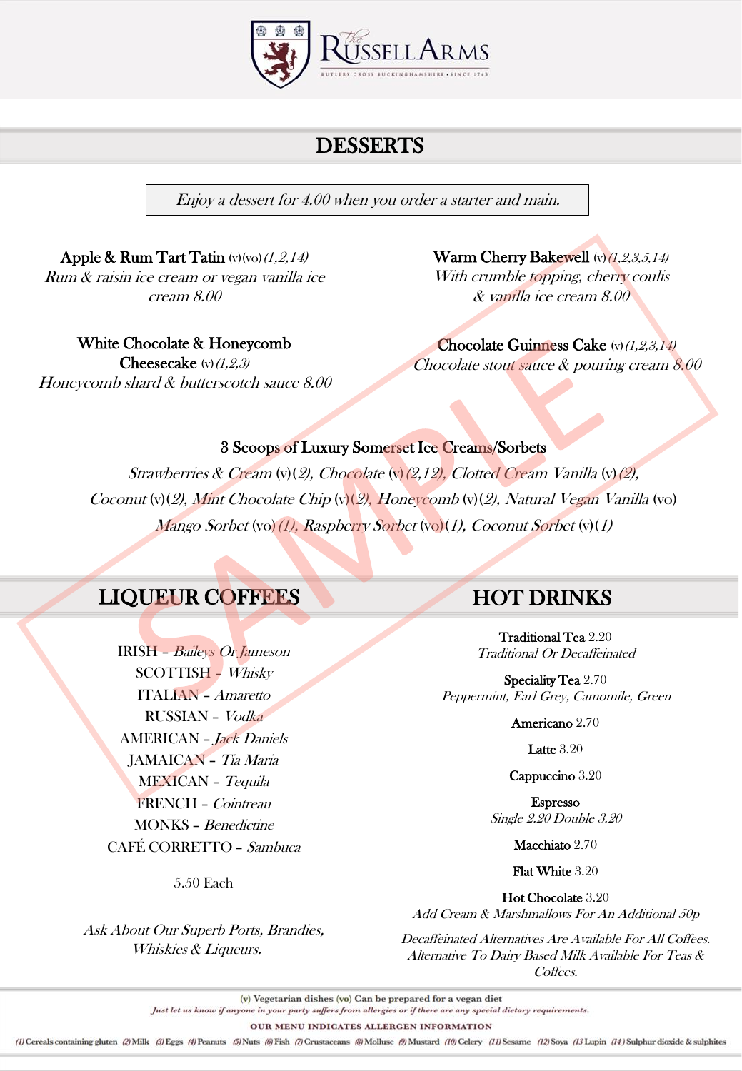The Russell Arms

BUTLERS CROSS BUCKINGHAMSHIRE • SINCE 1763

## DESSERTS

*Enjoy a dessert for 4.00 when you order a starter and main.*

**Apple & Rum Tart Tatin** (v)(vo) *(1,2,14)*
*Rum & raisin ice cream or vegan vanilla ice cream 8.00*

**Warm Cherry Bakewell** (v) *(1,2,3,5,14)*
*With crumble topping, cherry coulis & vanilla ice cream 8.00*

**White Chocolate & Honeycomb Cheesecake** (v) *(1,2,3)*
*Honeycomb shard & butterscotch sauce 8.00*

**Chocolate Guinness Cake** (v) *(1,2,3,14)*
*Chocolate stout sauce & pouring cream 8.00*

**3 Scoops of Luxury Somerset Ice Creams/Sorbets**

*Strawberries & Cream* (v)(2), *Chocolate* (v)(2,12), *Clotted Cream Vanilla* (v)(2), *Coconut* (v)(2), *Mint Chocolate Chip* (v)(2), *Honeycomb* (v)(2), *Natural Vegan Vanilla* (vo) *Mango Sorbet* (vo)(1), *Raspberry Sorbet* (vo)(1), *Coconut Sorbet* (v)(1)

SAMPLE

## LIQUEUR COFFEES

IRISH – *Baileys Or Jameson*
SCOTTISH – *Whisky*
ITALIAN – *Amaretto*
RUSSIAN – *Vodka*
AMERICAN – *Jack Daniels*
JAMAICAN – *Tia Maria*
MEXICAN – *Tequila*
FRENCH – *Cointreau*
MONKS – *Benedictine*
CAFÉ CORRETTO – *Sambuca*

5.50 Each

*Ask About Our Superb Ports, Brandies, Whiskies & Liqueurs.*

## HOT DRINKS

**Traditional Tea** 2.20
*Traditional Or Decaffeinated*

**Speciality Tea** 2.70
*Peppermint, Earl Grey, Camomile, Green*

**Americano** 2.70

**Latte** 3.20

**Cappuccino** 3.20

**Espresso**
*Single 2.20 Double 3.20*

**Macchiato** 2.70

**Flat White** 3.20

**Hot Chocolate** 3.20
*Add Cream & Marshmallows For An Additional 50p*

*Decaffeinated Alternatives Are Available For All Coffees. Alternative To Dairy Based Milk Available For Teas & Coffees.*

(v) Vegetarian dishes (vo) Can be prepared for a vegan diet

*Just let us know if anyone in your party suffers from allergies or if there are any special dietary requirements.*

OUR MENU INDICATES ALLERGEN INFORMATION

(1) Cereals containing gluten (2) Milk (3) Eggs (4) Peanuts (5) Nuts (6) Fish (7) Crustaceans (8) Mollusc (9) Mustard (10) Celery (11) Sesame (12) Soya (13 Lupin (14) Sulphur dioxide & sulphites